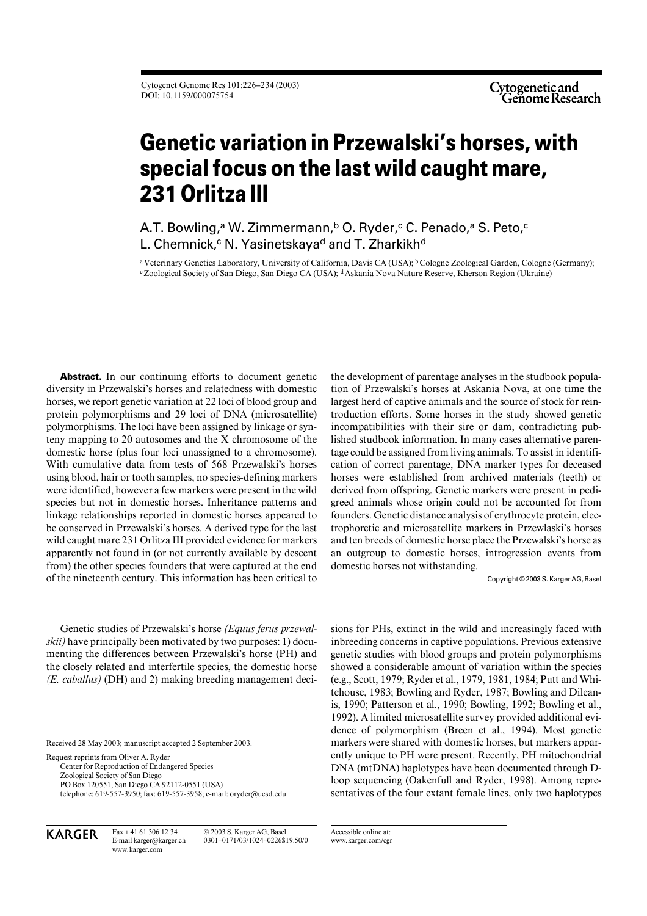# Genetic variation in Przewalski's horses, with special focus on the last wild caught mare, 231 Orlitza III

A.T. Bowling,[a] W. Zimmermann,[b] O. Ryder,[c] C. Penado,[a] S. Peto,[c] L. Chemnick,[c] N. Yasinetskaya[d] and T. Zharkikh[d]

[a] Veterinary Genetics Laboratory, University of California, Davis CA (USA); [b] Cologne Zoological Garden, Cologne (Germany); [c] Zoological Society of San Diego, San Diego CA (USA); [d] Askania Nova Nature Reserve, Kherson Region (Ukraine)

**Abstract.** In our continuing efforts to document genetic diversity in Przewalski's horses and relatedness with domestic horses, we report genetic variation at 22 loci of blood group and protein polymorphisms and 29 loci of DNA (microsatellite) polymorphisms. The loci have been assigned by linkage or synteny mapping to 20 autosomes and the X chromosome of the domestic horse (plus four loci unassigned to a chromosome). With cumulative data from tests of 568 Przewalski's horses using blood, hair or tooth samples, no species-defining markers were identified, however a few markers were present in the wild species but not in domestic horses. Inheritance patterns and linkage relationships reported in domestic horses appeared to be conserved in Przewalski's horses. A derived type for the last wild caught mare 231 Orlitza III provided evidence for markers apparently not found in (or not currently available by descent from) the other species founders that were captured at the end of the nineteenth century. This information has been critical to the development of parentage analyses in the studbook population of Przewalski's horses at Askania Nova, at one time the largest herd of captive animals and the source of stock for reintroduction efforts. Some horses in the study showed genetic incompatibilities with their sire or dam, contradicting published studbook information. In many cases alternative parentage could be assigned from living animals. To assist in identification of correct parentage, DNA marker types for deceased horses were established from archived materials (teeth) or derived from offspring. Genetic markers were present in pedigreed animals whose origin could not be accounted for from founders. Genetic distance analysis of erythrocyte protein, electrophoretic and microsatellite markers in Przewlaski's horses and ten breeds of domestic horse place the Przewalski's horse as an outgroup to domestic horses, introgression events from domestic horses not withstanding.

Copyright © 2003 S. Karger AG, Basel

Genetic studies of Przewalski's horse *(Equus ferus przewalskii)* have principally been motivated by two purposes: 1) documenting the differences between Przewalski's horse (PH) and the closely related and interfertile species, the domestic horse *(E. caballus)* (DH) and 2) making breeding management decisions for PHs, extinct in the wild and increasingly faced with inbreeding concerns in captive populations. Previous extensive genetic studies with blood groups and protein polymorphisms showed a considerable amount of variation within the species (e.g., Scott, 1979; Ryder et al., 1979, 1981, 1984; Putt and Whitehouse, 1983; Bowling and Ryder, 1987; Bowling and Dileanis, 1990; Patterson et al., 1990; Bowling, 1992; Bowling et al., 1992). A limited microsatellite survey provided additional evidence of polymorphism (Breen et al., 1994). Most genetic markers were shared with domestic horses, but markers apparently unique to PH were present. Recently, PH mitochondrial DNA (mtDNA) haplotypes have been documented through D-loop sequencing (Oakenfull and Ryder, 1998). Among representatives of the four extant female lines, only two haplotypes

Received 28 May 2003; manuscript accepted 2 September 2003.

Request reprints from Oliver A. Ryder
Center for Reproduction of Endangered Species
Zoological Society of San Diego
PO Box 120551, San Diego CA 92112-0551 (USA)
telephone: 619-557-3950; fax: 619-557-3958; e-mail: oryder@ucsd.edu

KARGER

Fax + 41 61 306 12 34
E-mail karger@karger.ch
www.karger.com

© 2003 S. Karger AG, Basel
0301–0171/03/1024–0226$19.50/0

Accessible online at:
www.karger.com/cgr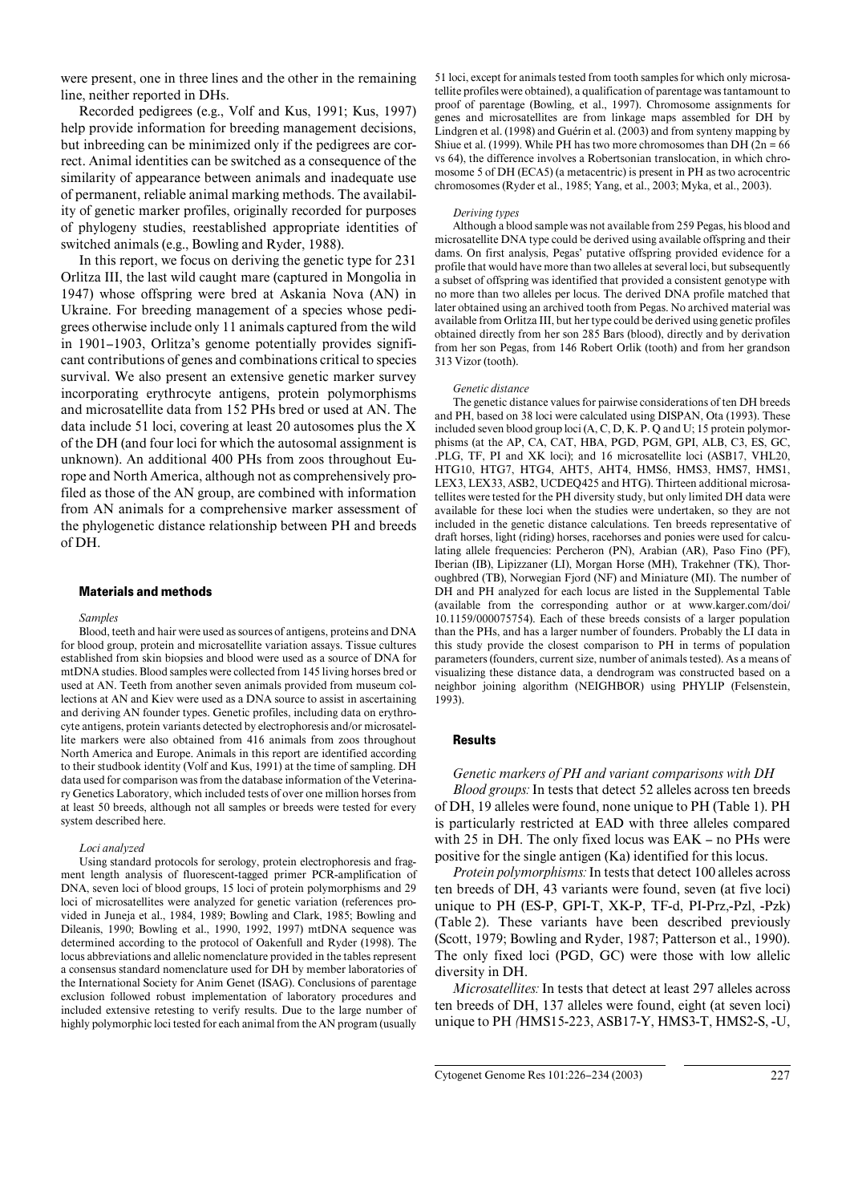were present, one in three lines and the other in the remaining line, neither reported in DHs.

Recorded pedigrees (e.g., Volf and Kus, 1991; Kus, 1997) help provide information for breeding management decisions, but inbreeding can be minimized only if the pedigrees are correct. Animal identities can be switched as a consequence of the similarity of appearance between animals and inadequate use of permanent, reliable animal marking methods. The availability of genetic marker profiles, originally recorded for purposes of phylogeny studies, reestablished appropriate identities of switched animals (e.g., Bowling and Ryder, 1988).

In this report, we focus on deriving the genetic type for 231 Orlitza III, the last wild caught mare (captured in Mongolia in 1947) whose offspring were bred at Askania Nova (AN) in Ukraine. For breeding management of a species whose pedigrees otherwise include only 11 animals captured from the wild in 1901–1903, Orlitza's genome potentially provides significant contributions of genes and combinations critical to species survival. We also present an extensive genetic marker survey incorporating erythrocyte antigens, protein polymorphisms and microsatellite data from 152 PHs bred or used at AN. The data include 51 loci, covering at least 20 autosomes plus the X of the DH (and four loci for which the autosomal assignment is unknown). An additional 400 PHs from zoos throughout Europe and North America, although not as comprehensively profiled as those of the AN group, are combined with information from AN animals for a comprehensive marker assessment of the phylogenetic distance relationship between PH and breeds of DH.

## Materials and methods

*Samples*

Blood, teeth and hair were used as sources of antigens, proteins and DNA for blood group, protein and microsatellite variation assays. Tissue cultures established from skin biopsies and blood were used as a source of DNA for mtDNA studies. Blood samples were collected from 145 living horses bred or used at AN. Teeth from another seven animals provided from museum collections at AN and Kiev were used as a DNA source to assist in ascertaining and deriving AN founder types. Genetic profiles, including data on erythrocyte antigens, protein variants detected by electrophoresis and/or microsatellite markers were also obtained from 416 animals from zoos throughout North America and Europe. Animals in this report are identified according to their studbook identity (Volf and Kus, 1991) at the time of sampling. DH data used for comparison was from the database information of the Veterinary Genetics Laboratory, which included tests of over one million horses from at least 50 breeds, although not all samples or breeds were tested for every system described here.

*Loci analyzed*

Using standard protocols for serology, protein electrophoresis and fragment length analysis of fluorescent-tagged primer PCR-amplification of DNA, seven loci of blood groups, 15 loci of protein polymorphisms and 29 loci of microsatellites were analyzed for genetic variation (references provided in Juneja et al., 1984, 1989; Bowling and Clark, 1985; Bowling and Dileanis, 1990; Bowling et al., 1990, 1992, 1997) mtDNA sequence was determined according to the protocol of Oakenfull and Ryder (1998). The locus abbreviations and allelic nomenclature provided in the tables represent a consensus standard nomenclature used for DH by member laboratories of the International Society for Anim Genet (ISAG). Conclusions of parentage exclusion followed robust implementation of laboratory procedures and included extensive retesting to verify results. Due to the large number of highly polymorphic loci tested for each animal from the AN program (usually 51 loci, except for animals tested from tooth samples for which only microsatellite profiles were obtained), a qualification of parentage was tantamount to proof of parentage (Bowling, et al., 1997). Chromosome assignments for genes and microsatellites are from linkage maps assembled for DH by Lindgren et al. (1998) and Guérin et al. (2003) and from synteny mapping by Shiue et al. (1999). While PH has two more chromosomes than DH (2n = 66 vs 64), the difference involves a Robertsonian translocation, in which chromosome 5 of DH (ECA5) (a metacentric) is present in PH as two acrocentric chromosomes (Ryder et al., 1985; Yang, et al., 2003; Myka, et al., 2003).

*Deriving types*

Although a blood sample was not available from 259 Pegas, his blood and microsatellite DNA type could be derived using available offspring and their dams. On first analysis, Pegas' putative offspring provided evidence for a profile that would have more than two alleles at several loci, but subsequently a subset of offspring was identified that provided a consistent genotype with no more than two alleles per locus. The derived DNA profile matched that later obtained using an archived tooth from Pegas. No archived material was available from Orlitza III, but her type could be derived using genetic profiles obtained directly from her son 285 Bars (blood), directly and by derivation from her son Pegas, from 146 Robert Orlik (tooth) and from her grandson 313 Vizor (tooth).

*Genetic distance*

The genetic distance values for pairwise considerations of ten DH breeds and PH, based on 38 loci were calculated using DISPAN, Ota (1993). These included seven blood group loci (A, C, D, K. P. Q and U; 15 protein polymorphisms (at the AP, CA, CAT, HBA, PGD, PGM, GPI, ALB, C3, ES, GC, .PLG, TF, PI and XK loci); and 16 microsatellite loci (ASB17, VHL20, HTG10, HTG7, HTG4, AHT5, AHT4, HMS6, HMS3, HMS7, HMS1, LEX3, LEX33, ASB2, UCDEQ425 and HTG). Thirteen additional microsatellites were tested for the PH diversity study, but only limited DH data were available for these loci when the studies were undertaken, so they are not included in the genetic distance calculations. Ten breeds representative of draft horses, light (riding) horses, racehorses and ponies were used for calculating allele frequencies: Percheron (PN), Arabian (AR), Paso Fino (PF), Iberian (IB), Lipizzaner (LI), Morgan Horse (MH), Trakehner (TK), Thoroughbred (TB), Norwegian Fjord (NF) and Miniature (MI). The number of DH and PH analyzed for each locus are listed in the Supplemental Table (available from the corresponding author or at www.karger.com/doi/10.1159/000075754). Each of these breeds consists of a larger population than the PHs, and has a larger number of founders. Probably the LI data in this study provide the closest comparison to PH in terms of population parameters (founders, current size, number of animals tested). As a means of visualizing these distance data, a dendrogram was constructed based on a neighbor joining algorithm (NEIGHBOR) using PHYLIP (Felsenstein, 1993).

## Results

*Genetic markers of PH and variant comparisons with DH*

*Blood groups:* In tests that detect 52 alleles across ten breeds of DH, 19 alleles were found, none unique to PH (Table 1). PH is particularly restricted at EAD with three alleles compared with 25 in DH. The only fixed locus was EAK – no PHs were positive for the single antigen (Ka) identified for this locus.

*Protein polymorphisms:* In tests that detect 100 alleles across ten breeds of DH, 43 variants were found, seven (at five loci) unique to PH (ES-P, GPI-T, XK-P, TF-d, PI-Prz,-Pzl, -Pzk) (Table 2). These variants have been described previously (Scott, 1979; Bowling and Ryder, 1987; Patterson et al., 1990). The only fixed loci (PGD, GC) were those with low allelic diversity in DH.

*Microsatellites:* In tests that detect at least 297 alleles across ten breeds of DH, 137 alleles were found, eight (at seven loci) unique to PH *(*HMS15-223, ASB17-Y, HMS3-T, HMS2-S, -U,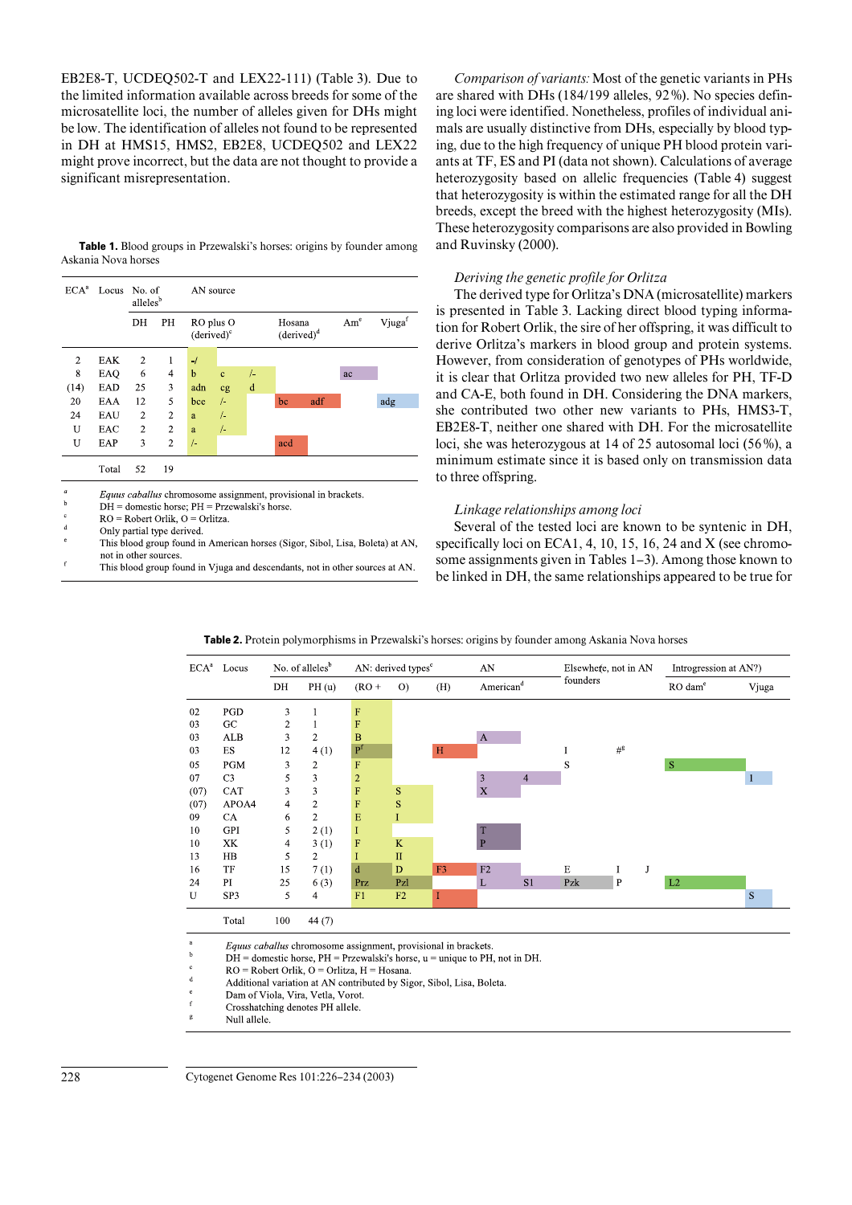EB2E8-T, UCDEQ502-T and LEX22-111) (Table 3). Due to the limited information available across breeds for some of the microsatellite loci, the number of alleles given for DHs might be low. The identification of alleles not found to be represented in DH at HMS15, HMS2, EB2E8, UCDEQ502 and LEX22 might prove incorrect, but the data are not thought to provide a significant misrepresentation.

**Table 1.** Blood groups in Przewalski's horses: origins by founder among Askania Nova horses

| ECA[a] | Locus | No. of alleles[b] | | AN source | | | | | | |
|---|---|---|---|---|---|---|---|---|---|---|
| | | DH | PH | RO plus O (derived)[c] | | | Hosana (derived)[d] | | Am[e] | Vjuga[f] |
| 2 | EAK | 2 | 1 | -/ | | | | | | |
| 8 | EAQ | 6 | 4 | b | c | /- | | | ac | |
| (14) | EAD | 25 | 3 | adn | cg | d | | | | |
| 20 | EAA | 12 | 5 | bce | /- | | bc | adf | | adg |
| 24 | EAU | 2 | 2 | a | /- | | | | | |
| U | EAC | 2 | 2 | a | /- | | | | | |
| U | EAP | 3 | 2 | /- | | | acd | | | |
| | Total | 52 | 19 | | | | | | | |

[a] *Equus caballus* chromosome assignment, provisional in brackets.
[b] DH = domestic horse; PH = Przewalski's horse.
[c] RO = Robert Orlik, O = Orlitza.
[d] Only partial type derived.
[e] This blood group found in American horses (Sigor, Sibol, Lisa, Boleta) at AN, not in other sources.
[f] This blood group found in Vjuga and descendants, not in other sources at AN.

*Comparison of variants:* Most of the genetic variants in PHs are shared with DHs (184/199 alleles, 92%). No species defining loci were identified. Nonetheless, profiles of individual animals are usually distinctive from DHs, especially by blood typing, due to the high frequency of unique PH blood protein variants at TF, ES and PI (data not shown). Calculations of average heterozygosity based on allelic frequencies (Table 4) suggest that heterozygosity is within the estimated range for all the DH breeds, except the breed with the highest heterozygosity (MIs). These heterozygosity comparisons are also provided in Bowling and Ruvinsky (2000).

*Deriving the genetic profile for Orlitza*

The derived type for Orlitza's DNA (microsatellite) markers is presented in Table 3. Lacking direct blood typing information for Robert Orlik, the sire of her offspring, it was difficult to derive Orlitza's markers in blood group and protein systems. However, from consideration of genotypes of PHs worldwide, it is clear that Orlitza provided two new alleles for PH, TF-D and CA-E, both found in DH. Considering the DNA markers, she contributed two other new variants to PHs, HMS3-T, EB2E8-T, neither one shared with DH. For the microsatellite loci, she was heterozygous at 14 of 25 autosomal loci (56%), a minimum estimate since it is based only on transmission data to three offspring.

*Linkage relationships among loci*

Several of the tested loci are known to be syntenic in DH, specifically loci on ECA1, 4, 10, 15, 16, 24 and X (see chromosome assignments given in Tables 1–3). Among those known to be linked in DH, the same relationships appeared to be true for

**Table 2.** Protein polymorphisms in Przewalski's horses: origins by founder among Askania Nova horses

| ECA[a] | Locus | No. of alleles[b] | | AN: derived types[c] | | | AN | | Elsewhere, not in AN founders | | | Introgression at AN? | |
|---|---|---|---|---|---|---|---|---|---|---|---|---|---|
| | | DH | PH (u) | (RO + | O) | (H) | American[d] | | | | | RO dam[e] | Vjuga |
| 02 | PGD | 3 | 1 | F | | | | | | | | | |
| 03 | GC | 2 | 1 | F | | | | | | | | | |
| 03 | ALB | 3 | 2 | B | | | A | | | | | | |
| 03 | ES | 12 | 4 (1) | P[f] | | H | | | I | #[g] | | | |
| 05 | PGM | 3 | 2 | F | | | | | S | | | S | |
| 07 | C3 | 5 | 3 | 2 | | | 3 | 4 | | | | | I |
| (07) | CAT | 3 | 3 | F | S | | X | | | | | | |
| (07) | APOA4 | 4 | 2 | F | S | | | | | | | | |
| 09 | CA | 6 | 2 | E | I | | | | | | | | |
| 10 | GPI | 5 | 2 (1) | I | | | T | | | | | | |
| 10 | XK | 4 | 3 (1) | F | K | | P | | | | | | |
| 13 | HB | 5 | 2 | I | II | | | | | | | | |
| 16 | TF | 15 | 7 (1) | d | D | F3 | F2 | | E | I | J | | |
| 24 | PI | 25 | 6 (3) | Prz | Pzl | | L | S1 | Pzk | P | | L2 | |
| U | SP3 | 5 | 4 | F1 | F2 | I | | | | | | | S |
| | Total | 100 | 44 (7) | | | | | | | | | | |

[a] *Equus caballus* chromosome assignment, provisional in brackets.
[b] DH = domestic horse, PH = Przewalski's horse, u = unique to PH, not in DH.
[c] RO = Robert Orlik, O = Orlitza, H = Hosana.
[d] Additional variation at AN contributed by Sigor, Sibol, Lisa, Boleta.
[e] Dam of Viola, Vira, Vetla, Vorot.
[f] Crosshatching denotes PH allele.
[g] Null allele.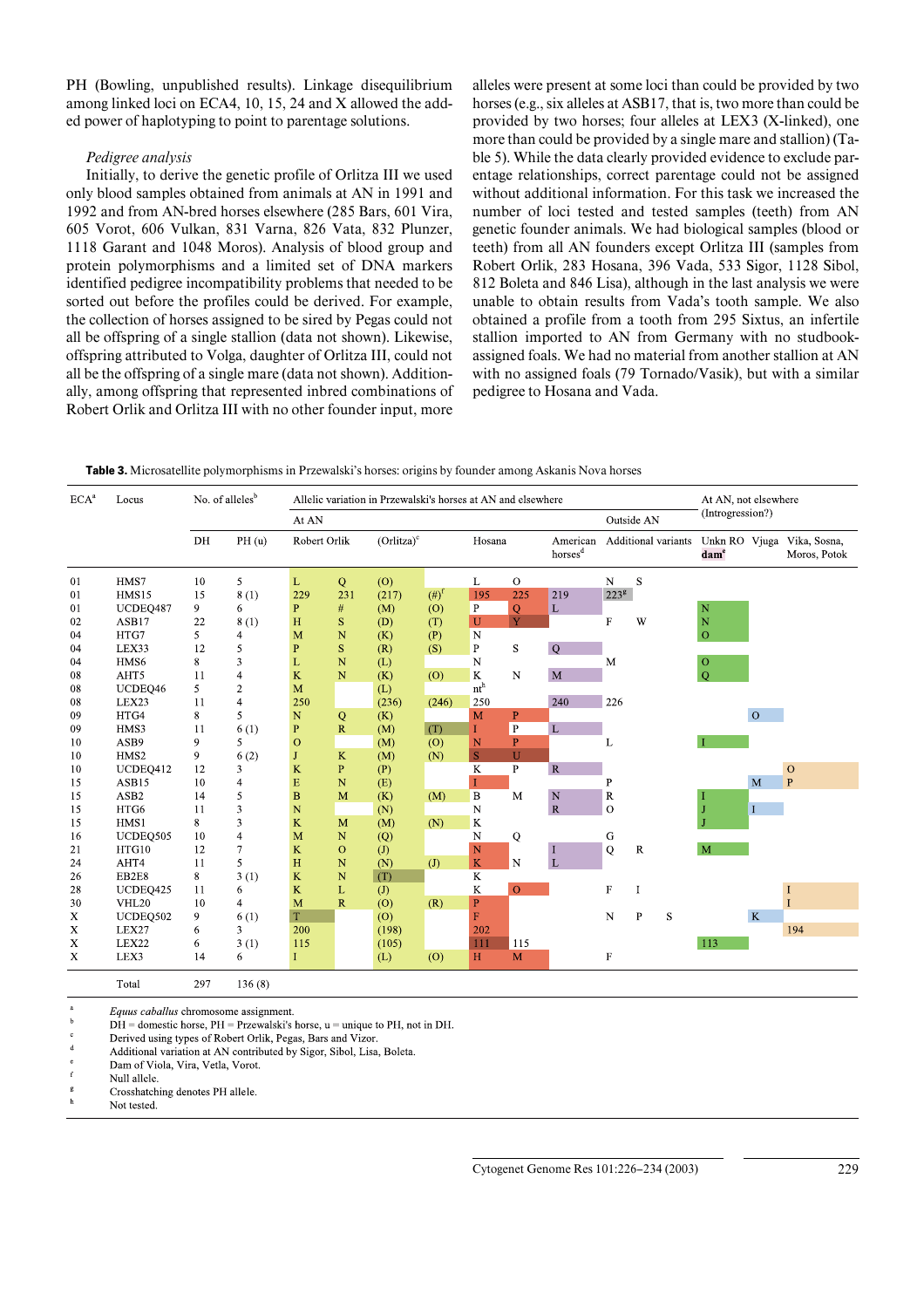PH (Bowling, unpublished results). Linkage disequilibrium among linked loci on ECA4, 10, 15, 24 and X allowed the added power of haplotyping to point to parentage solutions.

*Pedigree analysis*

Initially, to derive the genetic profile of Orlitza III we used only blood samples obtained from animals at AN in 1991 and 1992 and from AN-bred horses elsewhere (285 Bars, 601 Vira, 605 Vorot, 606 Vulkan, 831 Varna, 826 Vata, 832 Plunzer, 1118 Garant and 1048 Moros). Analysis of blood group and protein polymorphisms and a limited set of DNA markers identified pedigree incompatibility problems that needed to be sorted out before the profiles could be derived. For example, the collection of horses assigned to be sired by Pegas could not all be offspring of a single stallion (data not shown). Likewise, offspring attributed to Volga, daughter of Orlitza III, could not all be the offspring of a single mare (data not shown). Additionally, among offspring that represented inbred combinations of Robert Orlik and Orlitza III with no other founder input, more alleles were present at some loci than could be provided by two horses (e.g., six alleles at ASB17, that is, two more than could be provided by two horses; four alleles at LEX3 (X-linked), one more than could be provided by a single mare and stallion) (Table 5). While the data clearly provided evidence to exclude parentage relationships, correct parentage could not be assigned without additional information. For this task we increased the number of loci tested and tested samples (teeth) from AN genetic founder animals. We had biological samples (blood or teeth) from all AN founders except Orlitza III (samples from Robert Orlik, 283 Hosana, 396 Vada, 533 Sigor, 1128 Sibol, 812 Boleta and 846 Lisa), although in the last analysis we were unable to obtain results from Vada's tooth sample. We also obtained a profile from a tooth from 295 Sixtus, an infertile stallion imported to AN from Germany with no studbook-assigned foals. We had no material from another stallion at AN with no assigned foals (79 Tornado/Vasik), but with a similar pedigree to Hosana and Vada.

**Table 3.** Microsatellite polymorphisms in Przewalski's horses: origins by founder among Askanis Nova horses

| ECA[a] | Locus | No. of alleles[b] | | Allelic variation in Przewalski's horses at AN and elsewhere | | | | | | | | | | At AN, not elsewhere (Introgression?) | | |
|---|---|---|---|---|---|---|---|---|---|---|---|---|---|---|---|---|
| | | | | At AN | | | | | | Outside AN | | | | | | |
| | | DH | PH (u) | Robert Orlik | | (Orlitza)[c] | | Hosana | | American horses[d] | Additional variants | | | Unkn RO dam[e] | Vjuga | Vika, Sosna, Moros, Potok |
| 01 | HMS7 | 10 | 5 | L | Q | (O) | | L | O | | N | S | | | | |
| 01 | HMS15 | 15 | 8 (1) | 229 | 231 | (217) | (#)[f] | 195 | 225 | 219 | 223[g] | | | | | |
| 01 | UCDEQ487 | 9 | 6 | P | # | (M) | (O) | P | Q | L | | | | N | | |
| 02 | ASB17 | 22 | 8 (1) | H | S | (D) | (T) | U | Y | | F | W | | N | | |
| 04 | HTG7 | 5 | 4 | M | N | (K) | (P) | N | | | | | | O | | |
| 04 | LEX33 | 12 | 5 | P | S | (R) | (S) | P | S | Q | | | | | | |
| 04 | HMS6 | 8 | 3 | L | N | (L) | | N | | | M | | | O | | |
| 08 | AHT5 | 11 | 4 | K | N | (K) | (O) | K | N | M | | | | Q | | |
| 08 | UCDEQ46 | 5 | 2 | M | | (L) | | nt[h] | | | | | | | | |
| 08 | LEX23 | 11 | 4 | 250 | | (236) | (246) | 250 | | 240 | 226 | | | | | |
| 09 | HTG4 | 8 | 5 | N | Q | (K) | | M | P | | | | | | O | |
| 09 | HMS3 | 11 | 6 (1) | P | R | (M) | (T) | I | P | L | | | | | | |
| 10 | ASB9 | 9 | 5 | O | | (M) | (O) | N | P | | L | | | I | | |
| 10 | HMS2 | 9 | 6 (2) | J | K | (M) | (N) | S | U | | | | | | | |
| 10 | UCDEQ412 | 12 | 3 | K | P | (P) | | K | P | R | | | | | | O |
| 15 | ASB15 | 10 | 4 | E | N | (E) | | I | | | P | | | | M | P |
| 15 | ASB2 | 14 | 5 | B | M | (K) | (M) | B | M | N | R | | | I | | |
| 15 | HTG6 | 11 | 3 | N | | (N) | | N | | R | O | | | J | I | |
| 15 | HMS1 | 8 | 3 | K | M | (M) | (N) | K | | | | | | J | | |
| 16 | UCDEQ505 | 10 | 4 | M | N | (Q) | | N | Q | | G | | | | | |
| 21 | HTG10 | 12 | 7 | K | O | (J) | | N | | I | Q | R | | M | | |
| 24 | AHT4 | 11 | 5 | H | N | (N) | (J) | K | N | L | | | | | | |
| 26 | EB2E8 | 8 | 3 (1) | K | N | (T) | | K | | | | | | | | |
| 28 | UCDEQ425 | 11 | 6 | K | L | (J) | | K | O | | F | I | | | | I |
| 30 | VHL20 | 10 | 4 | M | R | (O) | (R) | P | | | | | | | | I |
| X | UCDEQ502 | 9 | 6 (1) | T | | (O) | | F | | | N | P | S | | K | |
| X | LEX27 | 6 | 3 | 200 | | (198) | | 202 | | | | | | | | 194 |
| X | LEX22 | 6 | 3 (1) | 115 | | (105) | | 111 | 115 | | | | | 113 | | |
| X | LEX3 | 14 | 6 | I | | (L) | (O) | H | M | | F | | | | | |
| | Total | 297 | 136 (8) | | | | | | | | | | | | | |

[a] *Equus caballus* chromosome assignment.
[b] DH = domestic horse, PH = Przewalski's horse, u = unique to PH, not in DH.
[c] Derived using types of Robert Orlik, Pegas, Bars and Vizor.
[d] Additional variation at AN contributed by Sigor, Sibol, Lisa, Boleta.
[e] Dam of Viola, Vira, Vetla, Vorot.
[f] Null allele.
[g] Crosshatching denotes PH allele.
[h] Not tested.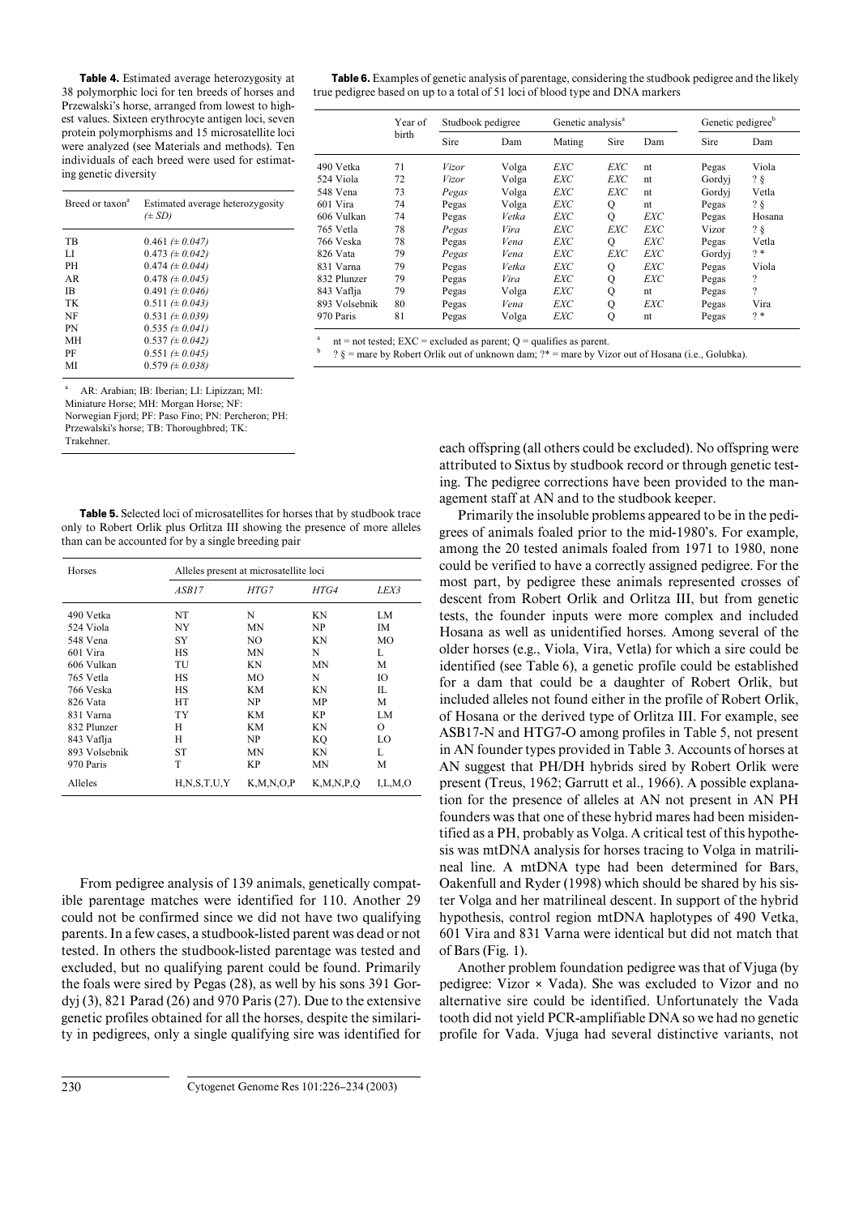**Table 4.** Estimated average heterozygosity at 38 polymorphic loci for ten breeds of horses and Przewalski's horse, arranged from lowest to highest values. Sixteen erythrocyte antigen loci, seven protein polymorphisms and 15 microsatellite loci were analyzed (see Materials and methods). Ten individuals of each breed were used for estimating genetic diversity

| Breed or taxon[a] | Estimated average heterozygosity (± SD) |
|---|---|
| TB | 0.461 *(± 0.047)* |
| LI | 0.473 *(± 0.042)* |
| PH | 0.474 *(± 0.044)* |
| AR | 0.478 *(± 0.045)* |
| IB | 0.491 *(± 0.046)* |
| TK | 0.511 *(± 0.043)* |
| NF | 0.531 *(± 0.039)* |
| PN | 0.535 *(± 0.041)* |
| MH | 0.537 *(± 0.042)* |
| PF | 0.551 *(± 0.045)* |
| MI | 0.579 *(± 0.038)* |

[a] AR: Arabian; IB: Iberian; LI: Lipizzan; MI: Miniature Horse; MH: Morgan Horse; NF: Norwegian Fjord; PF: Paso Fino; PN: Percheron; PH: Przewalski's horse; TB: Thoroughbred; TK: Trakehner.

**Table 5.** Selected loci of microsatellites for horses that by studbook trace only to Robert Orlik plus Orlitza III showing the presence of more alleles than can be accounted for by a single breeding pair

| Horses | Alleles present at microsatellite loci | | | |
|---|---|---|---|---|
| | *ASB17* | *HTG7* | *HTG4* | *LEX3* |
| 490 Vetka | NT | N | KN | LM |
| 524 Viola | NY | MN | NP | IM |
| 548 Vena | SY | NO | KN | MO |
| 601 Vira | HS | MN | N | L |
| 606 Vulkan | TU | KN | MN | M |
| 765 Vetla | HS | MO | N | IO |
| 766 Veska | HS | KM | KN | IL |
| 826 Vata | HT | NP | MP | M |
| 831 Varna | TY | KM | KP | LM |
| 832 Plunzer | H | KM | KN | O |
| 843 Vaflja | H | NP | KQ | LO |
| 893 Volsebnik | ST | MN | KN | L |
| 970 Paris | T | KP | MN | M |
| Alleles | H,N,S,T,U,Y | K,M,N,O,P | K,M,N,P,Q | I,L,M,O |

**Table 6.** Examples of genetic analysis of parentage, considering the studbook pedigree and the likely true pedigree based on up to a total of 51 loci of blood type and DNA markers

| | Year of birth | Studbook pedigree | | Genetic analysis[a] | | | Genetic pedigree[b] | |
|---|---|---|---|---|---|---|---|---|
| | | Sire | Dam | Mating | Sire | Dam | Sire | Dam |
| 490 Vetka | 71 | *Vizor* | Volga | *EXC* | *EXC* | nt | Pegas | Viola |
| 524 Viola | 72 | *Vizor* | Volga | *EXC* | *EXC* | nt | Gordyj | ? § |
| 548 Vena | 73 | *Pegas* | Volga | *EXC* | *EXC* | nt | Gordyj | Vetla |
| 601 Vira | 74 | Pegas | Volga | *EXC* | Q | nt | Pegas | ? § |
| 606 Vulkan | 74 | Pegas | *Vetka* | *EXC* | Q | *EXC* | Pegas | Hosana |
| 765 Vetla | 78 | *Pegas* | *Vira* | *EXC* | *EXC* | *EXC* | Vizor | ? § |
| 766 Veska | 78 | Pegas | *Vena* | *EXC* | Q | *EXC* | Pegas | Vetla |
| 826 Vata | 79 | *Pegas* | *Vena* | *EXC* | *EXC* | *EXC* | Gordyj | ? * |
| 831 Varna | 79 | Pegas | *Vetka* | *EXC* | Q | *EXC* | Pegas | Viola |
| 832 Plunzer | 79 | Pegas | *Vira* | *EXC* | Q | *EXC* | Pegas | ? |
| 843 Vaflja | 79 | Pegas | Volga | *EXC* | Q | nt | Pegas | ? |
| 893 Volsebnik | 80 | Pegas | *Vena* | *EXC* | Q | *EXC* | Pegas | Vira |
| 970 Paris | 81 | Pegas | Volga | *EXC* | Q | nt | Pegas | ? * |

[a] nt = not tested; EXC = excluded as parent; Q = qualifies as parent.
[b] ? § = mare by Robert Orlik out of unknown dam; ?* = mare by Vizor out of Hosana (i.e., Golubka).

From pedigree analysis of 139 animals, genetically compatible parentage matches were identified for 110. Another 29 could not be confirmed since we did not have two qualifying parents. In a few cases, a studbook-listed parent was dead or not tested. In others the studbook-listed parentage was tested and excluded, but no qualifying parent could be found. Primarily the foals were sired by Pegas (28), as well by his sons 391 Gordyj (3), 821 Parad (26) and 970 Paris (27). Due to the extensive genetic profiles obtained for all the horses, despite the similarity in pedigrees, only a single qualifying sire was identified for each offspring (all others could be excluded). No offspring were attributed to Sixtus by studbook record or through genetic testing. The pedigree corrections have been provided to the management staff at AN and to the studbook keeper.

Primarily the insoluble problems appeared to be in the pedigrees of animals foaled prior to the mid-1980's. For example, among the 20 tested animals foaled from 1971 to 1980, none could be verified to have a correctly assigned pedigree. For the most part, by pedigree these animals represented crosses of descent from Robert Orlik and Orlitza III, but from genetic tests, the founder inputs were more complex and included Hosana as well as unidentified horses. Among several of the older horses (e.g., Viola, Vira, Vetla) for which a sire could be identified (see Table 6), a genetic profile could be established for a dam that could be a daughter of Robert Orlik, but included alleles not found either in the profile of Robert Orlik, of Hosana or the derived type of Orlitza III. For example, see ASB17-N and HTG7-O among profiles in Table 5, not present in AN founder types provided in Table 3. Accounts of horses at AN suggest that PH/DH hybrids sired by Robert Orlik were present (Treus, 1962; Garrutt et al., 1966). A possible explanation for the presence of alleles at AN not present in AN PH founders was that one of these hybrid mares had been misidentified as a PH, probably as Volga. A critical test of this hypothesis was mtDNA analysis for horses tracing to Volga in matrilineal line. A mtDNA type had been determined for Bars, Oakenfull and Ryder (1998) which should be shared by his sister Volga and her matrilineal descent. In support of the hybrid hypothesis, control region mtDNA haplotypes of 490 Vetka, 601 Vira and 831 Varna were identical but did not match that of Bars (Fig. 1).

Another problem foundation pedigree was that of Vjuga (by pedigree: Vizor × Vada). She was excluded to Vizor and no alternative sire could be identified. Unfortunately the Vada tooth did not yield PCR-amplifiable DNA so we had no genetic profile for Vada. Vjuga had several distinctive variants, not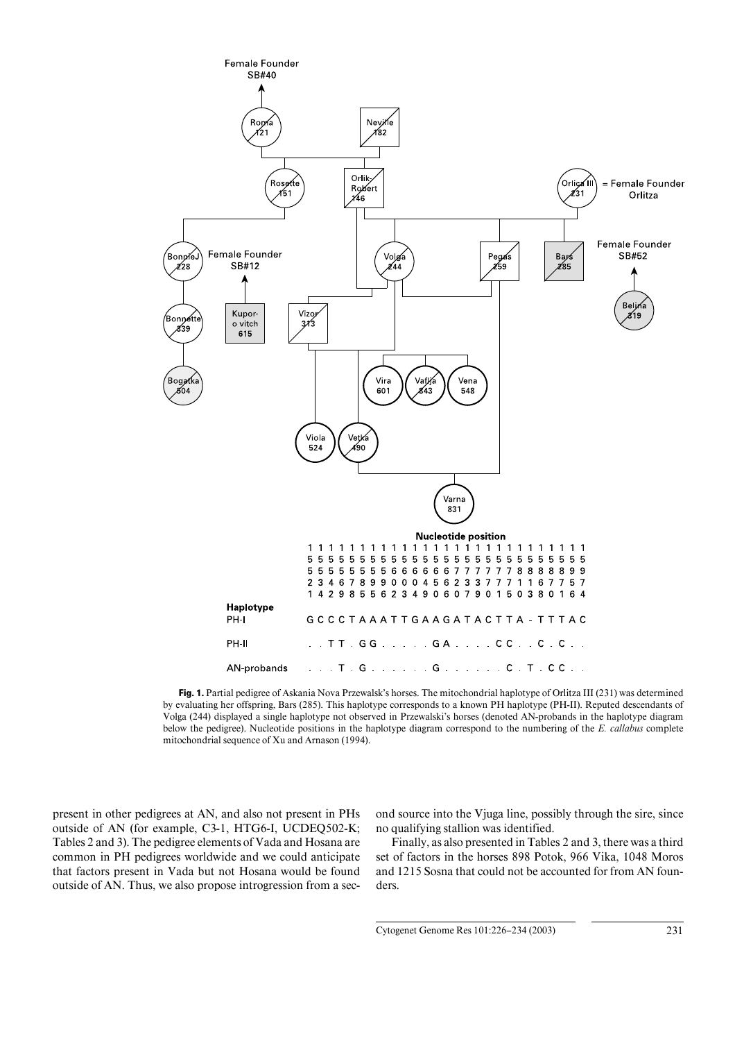**Nucleotide position**

| Haplotype | 15521 | 15534 | 15542 | 15569 | 15578 | 15585 | 15595 | 15596 | 15602 | 15603 | 15604 | 15649 | 15650 | 15666 | 15720 | 15737 | 15739 | 15770 | 15771 | 15775 | 15810 | 15813 | 15868 | 15870 | 15871 | 15956 | 15974 |
|---|---|---|---|---|---|---|---|---|---|---|---|---|---|---|---|---|---|---|---|---|---|---|---|---|---|---|---|
| PH-I | G | C | C | C | T | A | A | A | T | T | G | A | A | G | A | T | A | C | T | T | A | - | T | T | T | A | C |
| PH-II | . | . | T | T | . | G | G | . | . | . | . | . | G | A | . | . | . | . | C | C | . | . | C | . | C | . | . |
| AN-probands | . | . | . | T | . | G | . | . | . | . | . | . | G | . | . | . | . | . | . | C | . | T | . | C | C | . | . |

**Fig. 1.** Partial pedigree of Askania Nova Przewalsk's horses. The mitochondrial haplotype of Orlitza III (231) was determined by evaluating her offspring, Bars (285). This haplotype corresponds to a known PH haplotype (PH-II). Reputed descendants of Volga (244) displayed a single haplotype not observed in Przewalski's horses (denoted AN-probands in the haplotype diagram below the pedigree). Nucleotide positions in the haplotype diagram correspond to the numbering of the *E. callabus* complete mitochondrial sequence of Xu and Arnason (1994).

present in other pedigrees at AN, and also not present in PHs outside of AN (for example, C3-1, HTG6-I, UCDEQ502-K; Tables 2 and 3). The pedigree elements of Vada and Hosana are common in PH pedigrees worldwide and we could anticipate that factors present in Vada but not Hosana would be found outside of AN. Thus, we also propose introgression from a second source into the Vjuga line, possibly through the sire, since no qualifying stallion was identified.

Finally, as also presented in Tables 2 and 3, there was a third set of factors in the horses 898 Potok, 966 Vika, 1048 Moros and 1215 Sosna that could not be accounted for from AN founders.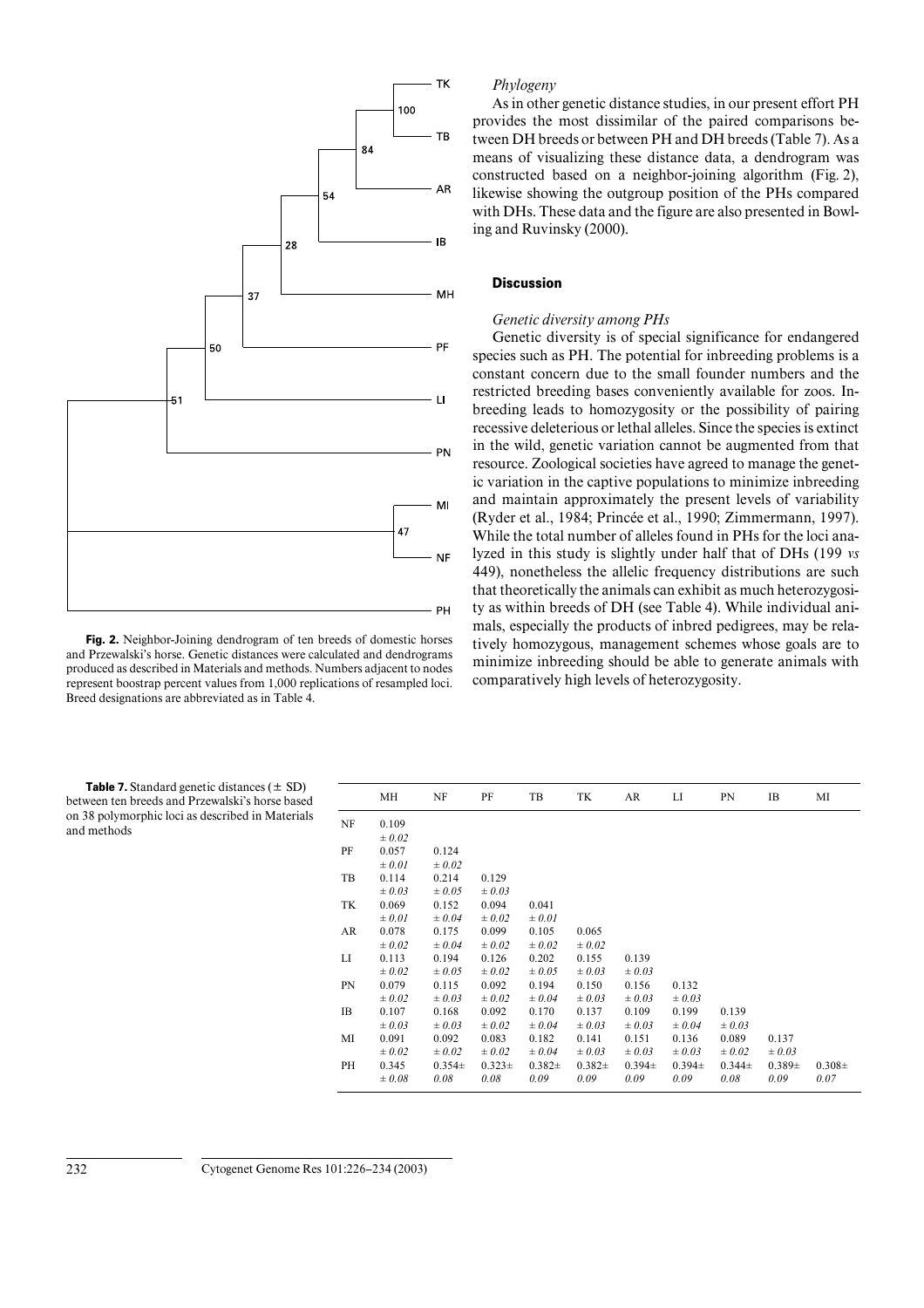**Fig. 2.** Neighbor-Joining dendrogram of ten breeds of domestic horses and Przewalski's horse. Genetic distances were calculated and dendrograms produced as described in Materials and methods. Numbers adjacent to nodes represent boostrap percent values from 1,000 replications of resampled loci. Breed designations are abbreviated as in Table 4.

### *Phylogeny*

As in other genetic distance studies, in our present effort PH provides the most dissimilar of the paired comparisons between DH breeds or between PH and DH breeds (Table 7). As a means of visualizing these distance data, a dendrogram was constructed based on a neighbor-joining algorithm (Fig. 2), likewise showing the outgroup position of the PHs compared with DHs. These data and the figure are also presented in Bowling and Ruvinsky (2000).

## Discussion

### *Genetic diversity among PHs*

Genetic diversity is of special significance for endangered species such as PH. The potential for inbreeding problems is a constant concern due to the small founder numbers and the restricted breeding bases conveniently available for zoos. Inbreeding leads to homozygosity or the possibility of pairing recessive deleterious or lethal alleles. Since the species is extinct in the wild, genetic variation cannot be augmented from that resource. Zoological societies have agreed to manage the genetic variation in the captive populations to minimize inbreeding and maintain approximately the present levels of variability (Ryder et al., 1984; Princée et al., 1990; Zimmermann, 1997). While the total number of alleles found in PHs for the loci analyzed in this study is slightly under half that of DHs (199 *vs* 449), nonetheless the allelic frequency distributions are such that theoretically the animals can exhibit as much heterozygosity as within breeds of DH (see Table 4). While individual animals, especially the products of inbred pedigrees, may be relatively homozygous, management schemes whose goals are to minimize inbreeding should be able to generate animals with comparatively high levels of heterozygosity.

**Table 7.** Standard genetic distances (± SD) between ten breeds and Przewalski's horse based on 38 polymorphic loci as described in Materials and methods

| | MH | NF | PF | TB | TK | AR | LI | PN | IB | MI |
|---|---|---|---|---|---|---|---|---|---|---|
| NF | 0.109 ± 0.02 | | | | | | | | | |
| PF | 0.057 ± 0.01 | 0.124 ± 0.02 | | | | | | | | |
| TB | 0.114 ± 0.03 | 0.214 ± 0.05 | 0.129 ± 0.03 | | | | | | | |
| TK | 0.069 ± 0.01 | 0.152 ± 0.04 | 0.094 ± 0.02 | 0.041 ± 0.01 | | | | | | |
| AR | 0.078 ± 0.02 | 0.175 ± 0.04 | 0.099 ± 0.02 | 0.105 ± 0.02 | 0.065 ± 0.02 | | | | | |
| LI | 0.113 ± 0.02 | 0.194 ± 0.05 | 0.126 ± 0.02 | 0.202 ± 0.05 | 0.155 ± 0.03 | 0.139 ± 0.03 | | | | |
| PN | 0.079 ± 0.02 | 0.115 ± 0.03 | 0.092 ± 0.02 | 0.194 ± 0.04 | 0.150 ± 0.03 | 0.156 ± 0.03 | 0.132 ± 0.03 | | | |
| IB | 0.107 ± 0.03 | 0.168 ± 0.03 | 0.092 ± 0.02 | 0.170 ± 0.04 | 0.137 ± 0.03 | 0.109 ± 0.03 | 0.199 ± 0.04 | 0.139 ± 0.03 | | |
| MI | 0.091 ± 0.02 | 0.092 ± 0.02 | 0.083 ± 0.02 | 0.182 ± 0.04 | 0.141 ± 0.03 | 0.151 ± 0.03 | 0.136 ± 0.03 | 0.089 ± 0.02 | 0.137 ± 0.03 | |
| PH | 0.345 ± 0.08 | 0.354± 0.08 | 0.323± 0.08 | 0.382± 0.09 | 0.382± 0.09 | 0.394± 0.09 | 0.394± 0.09 | 0.344± 0.08 | 0.389± 0.09 | 0.308± 0.07 |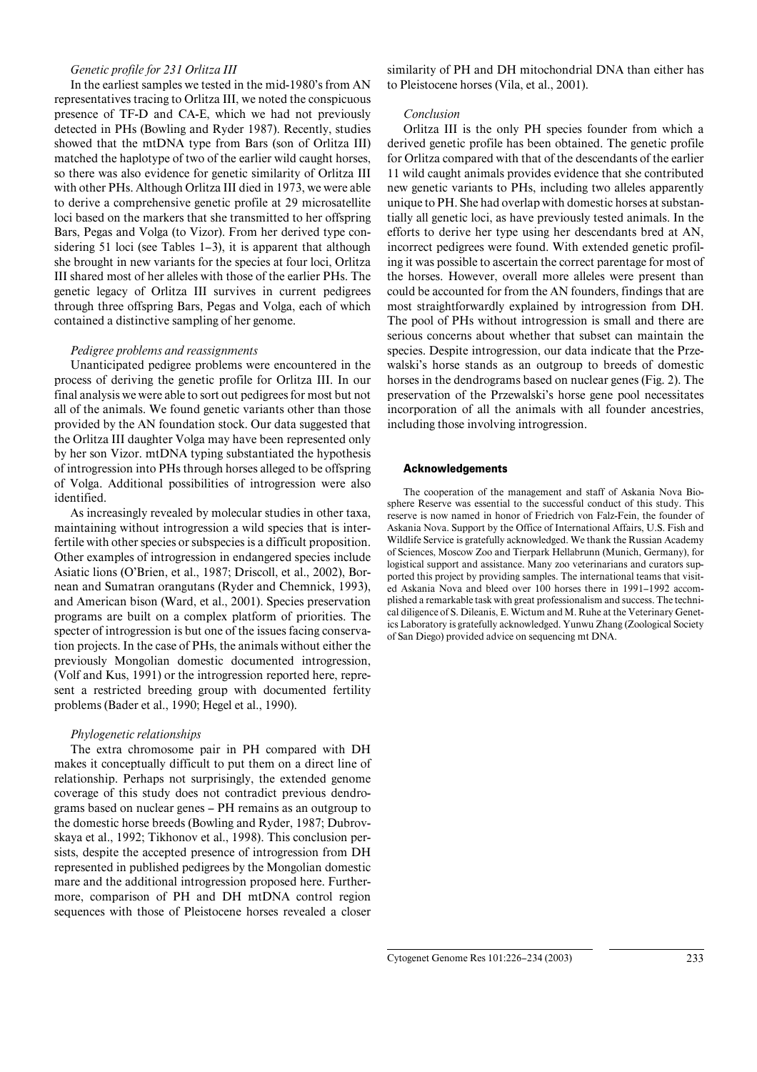### *Genetic profile for 231 Orlitza III*

In the earliest samples we tested in the mid-1980's from AN representatives tracing to Orlitza III, we noted the conspicuous presence of TF-D and CA-E, which we had not previously detected in PHs (Bowling and Ryder 1987). Recently, studies showed that the mtDNA type from Bars (son of Orlitza III) matched the haplotype of two of the earlier wild caught horses, so there was also evidence for genetic similarity of Orlitza III with other PHs. Although Orlitza III died in 1973, we were able to derive a comprehensive genetic profile at 29 microsatellite loci based on the markers that she transmitted to her offspring Bars, Pegas and Volga (to Vizor). From her derived type considering 51 loci (see Tables 1–3), it is apparent that although she brought in new variants for the species at four loci, Orlitza III shared most of her alleles with those of the earlier PHs. The genetic legacy of Orlitza III survives in current pedigrees through three offspring Bars, Pegas and Volga, each of which contained a distinctive sampling of her genome.

### *Pedigree problems and reassignments*

Unanticipated pedigree problems were encountered in the process of deriving the genetic profile for Orlitza III. In our final analysis we were able to sort out pedigrees for most but not all of the animals. We found genetic variants other than those provided by the AN foundation stock. Our data suggested that the Orlitza III daughter Volga may have been represented only by her son Vizor. mtDNA typing substantiated the hypothesis of introgression into PHs through horses alleged to be offspring of Volga. Additional possibilities of introgression were also identified.

As increasingly revealed by molecular studies in other taxa, maintaining without introgression a wild species that is interfertile with other species or subspecies is a difficult proposition. Other examples of introgression in endangered species include Asiatic lions (O'Brien, et al., 1987; Driscoll, et al., 2002), Bornean and Sumatran orangutans (Ryder and Chemnick, 1993), and American bison (Ward, et al., 2001). Species preservation programs are built on a complex platform of priorities. The specter of introgression is but one of the issues facing conservation projects. In the case of PHs, the animals without either the previously Mongolian domestic documented introgression, (Volf and Kus, 1991) or the introgression reported here, represent a restricted breeding group with documented fertility problems (Bader et al., 1990; Hegel et al., 1990).

### *Phylogenetic relationships*

The extra chromosome pair in PH compared with DH makes it conceptually difficult to put them on a direct line of relationship. Perhaps not surprisingly, the extended genome coverage of this study does not contradict previous dendrograms based on nuclear genes – PH remains as an outgroup to the domestic horse breeds (Bowling and Ryder, 1987; Dubrovskaya et al., 1992; Tikhonov et al., 1998). This conclusion persists, despite the accepted presence of introgression from DH represented in published pedigrees by the Mongolian domestic mare and the additional introgression proposed here. Furthermore, comparison of PH and DH mtDNA control region sequences with those of Pleistocene horses revealed a closer similarity of PH and DH mitochondrial DNA than either has to Pleistocene horses (Vila, et al., 2001).

### *Conclusion*

Orlitza III is the only PH species founder from which a derived genetic profile has been obtained. The genetic profile for Orlitza compared with that of the descendants of the earlier 11 wild caught animals provides evidence that she contributed new genetic variants to PHs, including two alleles apparently unique to PH. She had overlap with domestic horses at substantially all genetic loci, as have previously tested animals. In the efforts to derive her type using her descendants bred at AN, incorrect pedigrees were found. With extended genetic profiling it was possible to ascertain the correct parentage for most of the horses. However, overall more alleles were present than could be accounted for from the AN founders, findings that are most straightforwardly explained by introgression from DH. The pool of PHs without introgression is small and there are serious concerns about whether that subset can maintain the species. Despite introgression, our data indicate that the Przewalski's horse stands as an outgroup to breeds of domestic horses in the dendrograms based on nuclear genes (Fig. 2). The preservation of the Przewalski's horse gene pool necessitates incorporation of all the animals with all founder ancestries, including those involving introgression.

## **Acknowledgements**

The cooperation of the management and staff of Askania Nova Biosphere Reserve was essential to the successful conduct of this study. This reserve is now named in honor of Friedrich von Falz-Fein, the founder of Askania Nova. Support by the Office of International Affairs, U.S. Fish and Wildlife Service is gratefully acknowledged. We thank the Russian Academy of Sciences, Moscow Zoo and Tierpark Hellabrunn (Munich, Germany), for logistical support and assistance. Many zoo veterinarians and curators supported this project by providing samples. The international teams that visited Askania Nova and bleed over 100 horses there in 1991–1992 accomplished a remarkable task with great professionalism and success. The technical diligence of S. Dileanis, E. Wictum and M. Ruhe at the Veterinary Genetics Laboratory is gratefully acknowledged. Yunwu Zhang (Zoological Society of San Diego) provided advice on sequencing mt DNA.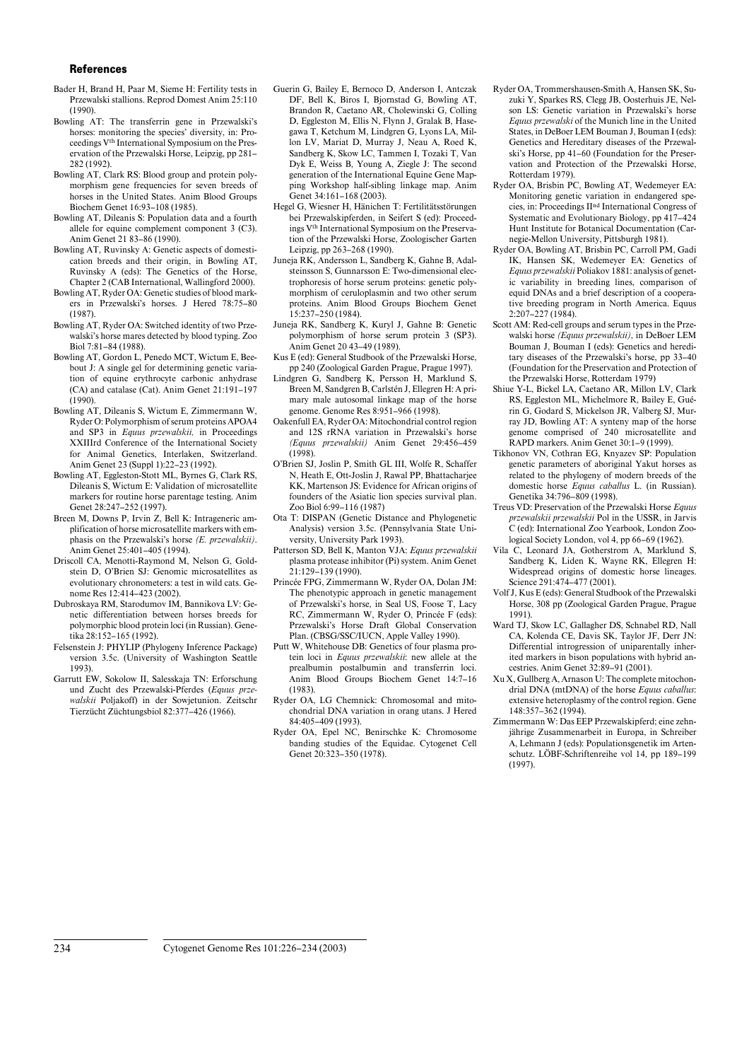## References

- Bader H, Brand H, Paar M, Sieme H: Fertility tests in Przewalski stallions. Reprod Domest Anim 25:110 (1990).
- Bowling AT: The transferrin gene in Przewalski's horses: monitoring the species' diversity, in: Proceedings V[th] International Symposium on the Preservation of the Przewalski Horse, Leipzig, pp 281–282 (1992).
- Bowling AT, Clark RS: Blood group and protein polymorphism gene frequencies for seven breeds of horses in the United States. Anim Blood Groups Biochem Genet 16:93–108 (1985).
- Bowling AT, Dileanis S: Population data and a fourth allele for equine complement component 3 (C3). Anim Genet 21 83–86 (1990).
- Bowling AT, Ruvinsky A: Genetic aspects of domestication breeds and their origin, in Bowling AT, Ruvinsky A (eds): The Genetics of the Horse, Chapter 2 (CAB International, Wallingford 2000).
- Bowling AT, Ryder OA: Genetic studies of blood markers in Przewalski's horses. J Hered 78:75–80 (1987).
- Bowling AT, Ryder OA: Switched identity of two Przewalski's horse mares detected by blood typing. Zoo Biol 7:81–84 (1988).
- Bowling AT, Gordon L, Penedo MCT, Wictum E, Beebout J: A single gel for determining genetic variation of equine erythrocyte carbonic anhydrase (CA) and catalase (Cat). Anim Genet 21:191–197 (1990).
- Bowling AT, Dileanis S, Wictum E, Zimmermann W, Ryder O: Polymorphism of serum proteins APOA4 and SP3 in *Equus przewalskii,* in Proceedings XXIIIrd Conference of the International Society for Animal Genetics, Interlaken, Switzerland. Anim Genet 23 (Suppl 1):22–23 (1992).
- Bowling AT, Eggleston-Stott ML, Byrnes G, Clark RS, Dileanis S, Wictum E: Validation of microsatellite markers for routine horse parentage testing. Anim Genet 28:247–252 (1997).
- Breen M, Downs P, Irvin Z, Bell K: Intrageneric amplification of horse microsatellite markers with emphasis on the Przewalski's horse *(E. przewalskii)*. Anim Genet 25:401–405 (1994).
- Driscoll CA, Menotti-Raymond M, Nelson G, Goldstein D, O'Brien SJ: Genomic microsatellites as evolutionary chronometers: a test in wild cats. Genome Res 12:414–423 (2002).
- Dubroskaya RM, Starodumov IM, Bannikova LV: Genetic differentiation between horses breeds for polymorphic blood protein loci (in Russian). Genetika 28:152–165 (1992).
- Felsenstein J: PHYLIP (Phylogeny Inference Package) version 3.5c. (University of Washington Seattle 1993).
- Garrutt EW, Sokolow II, Salesskaja TN: Erforschung und Zucht des Przewalski-Pferdes (*Equus przewalskii* Poljakoff) in der Sowjetunion. Zeitschr Tierzücht Züchtungsbiol 82:377–426 (1966).
- Guerin G, Bailey E, Bernoco D, Anderson I, Antczak DF, Bell K, Biros I, Bjornstad G, Bowling AT, Brandon R, Caetano AR, Cholewinski G, Colling D, Eggleston M, Ellis N, Flynn J, Gralak B, Hasegawa T, Ketchum M, Lindgren G, Lyons LA, Millon LV, Mariat D, Murray J, Neau A, Roed K, Sandberg K, Skow LC, Tammen I, Tozaki T, Van Dyk E, Weiss B, Young A, Ziegle J: The second generation of the International Equine Gene Mapping Workshop half-sibling linkage map. Anim Genet 34:161–168 (2003).
- Hegel G, Wiesner H, Hänichen T: Fertilitätsstörungen bei Przewalskipferden, in Seifert S (ed): Proceedings V[th] International Symposium on the Preservation of the Przewalski Horse, Zoologischer Garten Leipzig, pp 263–268 (1990).
- Juneja RK, Andersson L, Sandberg K, Gahne B, Adalsteinsson S, Gunnarsson E: Two-dimensional electrophoresis of horse serum proteins: genetic polymorphism of ceruloplasmin and two other serum proteins. Anim Blood Groups Biochem Genet 15:237–250 (1984).
- Juneja RK, Sandberg K, Kuryl J, Gahne B: Genetic polymorphism of horse serum protein 3 (SP3). Anim Genet 20 43–49 (1989).
- Kus E (ed): General Studbook of the Przewalski Horse, pp 240 (Zoological Garden Prague, Prague 1997).
- Lindgren G, Sandberg K, Persson H, Marklund S, Breen M, Sandgren B, Carlstén J, Ellegren H: A primary male autosomal linkage map of the horse genome. Genome Res 8:951–966 (1998).
- Oakenfull EA, Ryder OA: Mitochondrial control region and 12S rRNA variation in Przewalski's horse *(Equus przewalskii)* Anim Genet 29:456–459 (1998).
- O'Brien SJ, Joslin P, Smith GL III, Wolfe R, Schaffer N, Heath E, Ott-Joslin J, Rawal PP, Bhattacharjee KK, Martenson JS: Evidence for African origins of founders of the Asiatic lion species survival plan. Zoo Biol 6:99–116 (1987)
- Ota T: DISPAN (Genetic Distance and Phylogenetic Analysis) version 3.5c. (Pennsylvania State University, University Park 1993).
- Patterson SD, Bell K, Manton VJA: *Equus przewalskii* plasma protease inhibitor (Pi) system. Anim Genet 21:129–139 (1990).
- Princée FPG, Zimmermann W, Ryder OA, Dolan JM: The phenotypic approach in genetic management of Przewalski's horse, in Seal US, Foose T, Lacy RC, Zimmermann W, Ryder O, Princée F (eds): Przewalski's Horse Draft Global Conservation Plan. (CBSG/SSC/IUCN, Apple Valley 1990).
- Putt W, Whitehouse DB: Genetics of four plasma protein loci in *Equus przewalskii*: new allele at the prealbumin postalbumin and transferrin loci. Anim Blood Groups Biochem Genet 14:7–16 (1983).
- Ryder OA, LG Chemnick: Chromosomal and mitochondrial DNA variation in orang utans. J Hered 84:405–409 (1993).
- Ryder OA, Epel NC, Benirschke K: Chromosome banding studies of the Equidae. Cytogenet Cell Genet 20:323–350 (1978).
- Ryder OA, Trommershausen-Smith A, Hansen SK, Suzuki Y, Sparkes RS, Clegg JB, Oosterhuis JE, Nelson LS: Genetic variation in Przewalski's horse *Equus przewalski* of the Munich line in the United States, in DeBoer LEM Bouman J, Bouman I (eds): Genetics and Hereditary diseases of the Przewalski's Horse, pp 41–60 (Foundation for the Preservation and Protection of the Przewalski Horse, Rotterdam 1979).
- Ryder OA, Brisbin PC, Bowling AT, Wedemeyer EA: Monitoring genetic variation in endangered species, in: Proceedings II[nd] International Congress of Systematic and Evolutionary Biology, pp 417–424 Hunt Institute for Botanical Documentation (Carnegie-Mellon University, Pittsburgh 1981).
- Ryder OA, Bowling AT, Brisbin PC, Carroll PM, Gadi IK, Hansen SK, Wedemeyer EA: Genetics of *Equus przewalskii* Poliakov 1881: analysis of genetic variability in breeding lines, comparison of equid DNAs and a brief description of a cooperative breeding program in North America. Equus 2:207–227 (1984).
- Scott AM: Red-cell groups and serum types in the Przewalski horse *(Equus przewalskii)*, in DeBoer LEM Bouman J, Bouman I (eds): Genetics and hereditary diseases of the Przewalski's horse, pp 33–40 (Foundation for the Preservation and Protection of the Przewalski Horse, Rotterdam 1979)
- Shiue Y-L, Bickel LA, Caetano AR, Millon LV, Clark RS, Eggleston ML, Michelmore R, Bailey E, Guérin G, Godard S, Mickelson JR, Valberg SJ, Murray JD, Bowling AT: A synteny map of the horse genome comprised of 240 microsatellite and RAPD markers. Anim Genet 30:1–9 (1999).
- Tikhonov VN, Cothran EG, Knyazev SP: Population genetic parameters of aboriginal Yakut horses as related to the phylogeny of modern breeds of the domestic horse *Equus caballus* L. (in Russian). Genetika 34:796–809 (1998).
- Treus VD: Preservation of the Przewalski Horse *Equus przewalskii przewalskii* Pol in the USSR, in Jarvis C (ed): International Zoo Yearbook, London Zoological Society London, vol 4, pp 66–69 (1962).
- Vila C, Leonard JA, Gotherstrom A, Marklund S, Sandberg K, Liden K, Wayne RK, Ellegren H: Widespread origins of domestic horse lineages. Science 291:474–477 (2001).
- Volf J, Kus E (eds): General Studbook of the Przewalski Horse, 308 pp (Zoological Garden Prague, Prague 1991).
- Ward TJ, Skow LC, Gallagher DS, Schnabel RD, Nall CA, Kolenda CE, Davis SK, Taylor JF, Derr JN: Differential introgression of uniparentally inherited markers in bison populations with hybrid ancestries. Anim Genet 32:89–91 (2001).
- Xu X, Gullberg A, Arnason U: The complete mitochondrial DNA (mtDNA) of the horse *Equus caballus*: extensive heteroplasmy of the control region. Gene 148:357–362 (1994).
- Zimmermann W: Das EEP Przewalskipferd; eine zehnjährige Zusammenarbeit in Europa, in Schreiber A, Lehmann J (eds): Populationsgenetik im Artenschutz. LÖBF-Schriftenreihe vol 14, pp 189–199 (1997).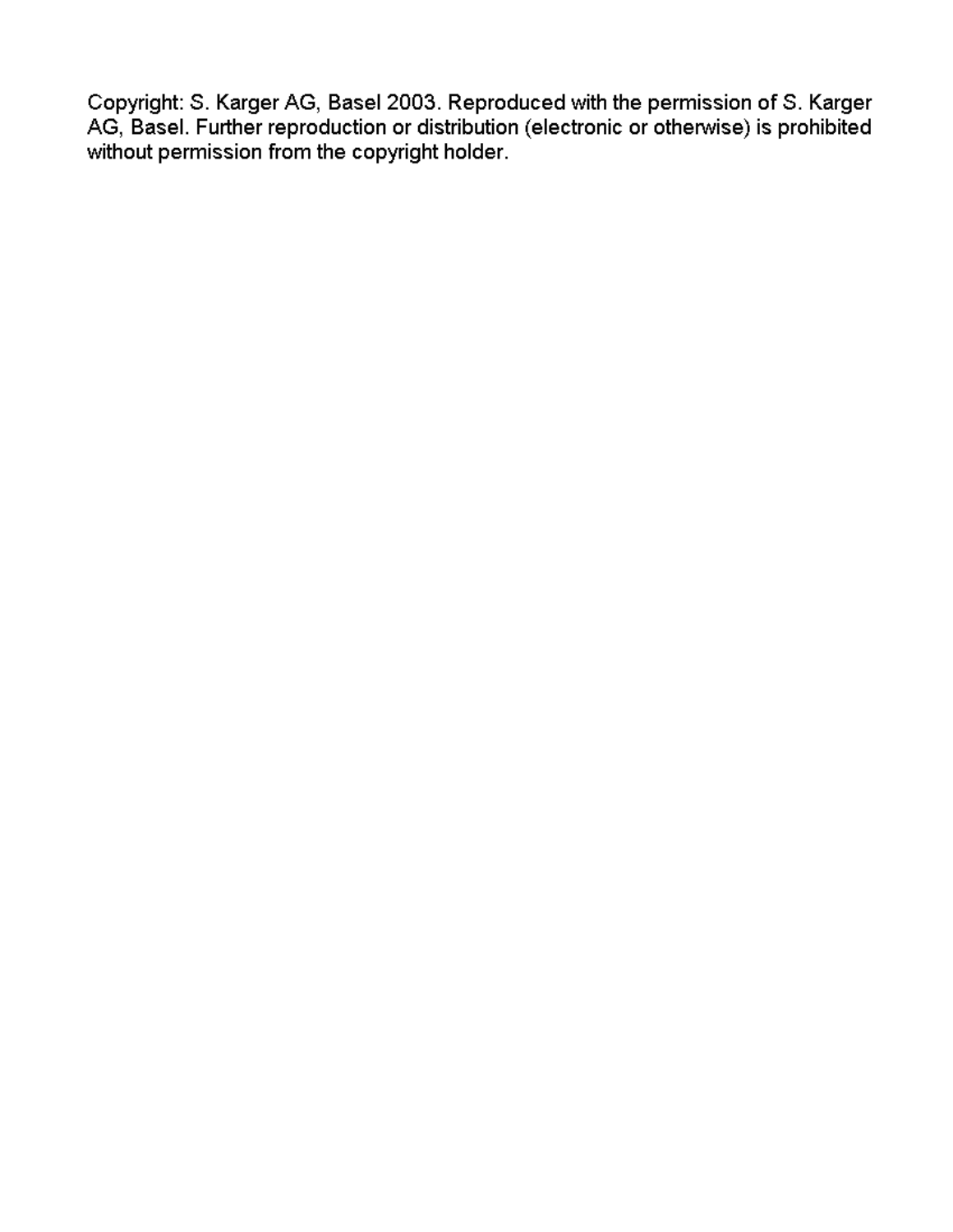Copyright: S. Karger AG, Basel 2003. Reproduced with the permission of S. Karger AG, Basel. Further reproduction or distribution (electronic or otherwise) is prohibited without permission from the copyright holder.